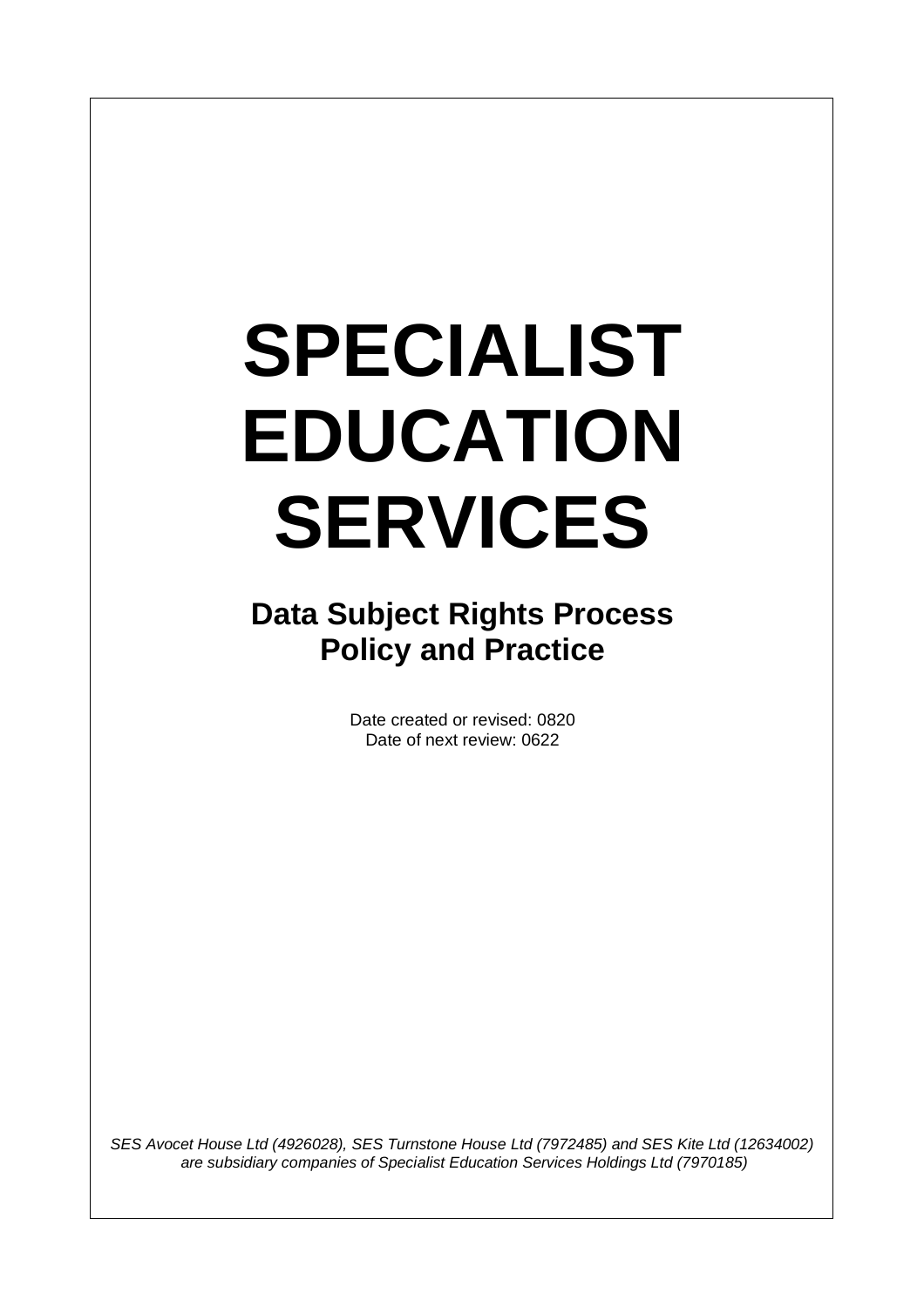# SPECIALIST EDUCATION SERVICES

## Data Subject Rights Process Policy and Practice

Date created or revised: 0820
Date of next review: 0622

*SES Avocet House Ltd (4926028), SES Turnstone House Ltd (7972485) and SES Kite Ltd (12634002) are subsidiary companies of Specialist Education Services Holdings Ltd (7970185)*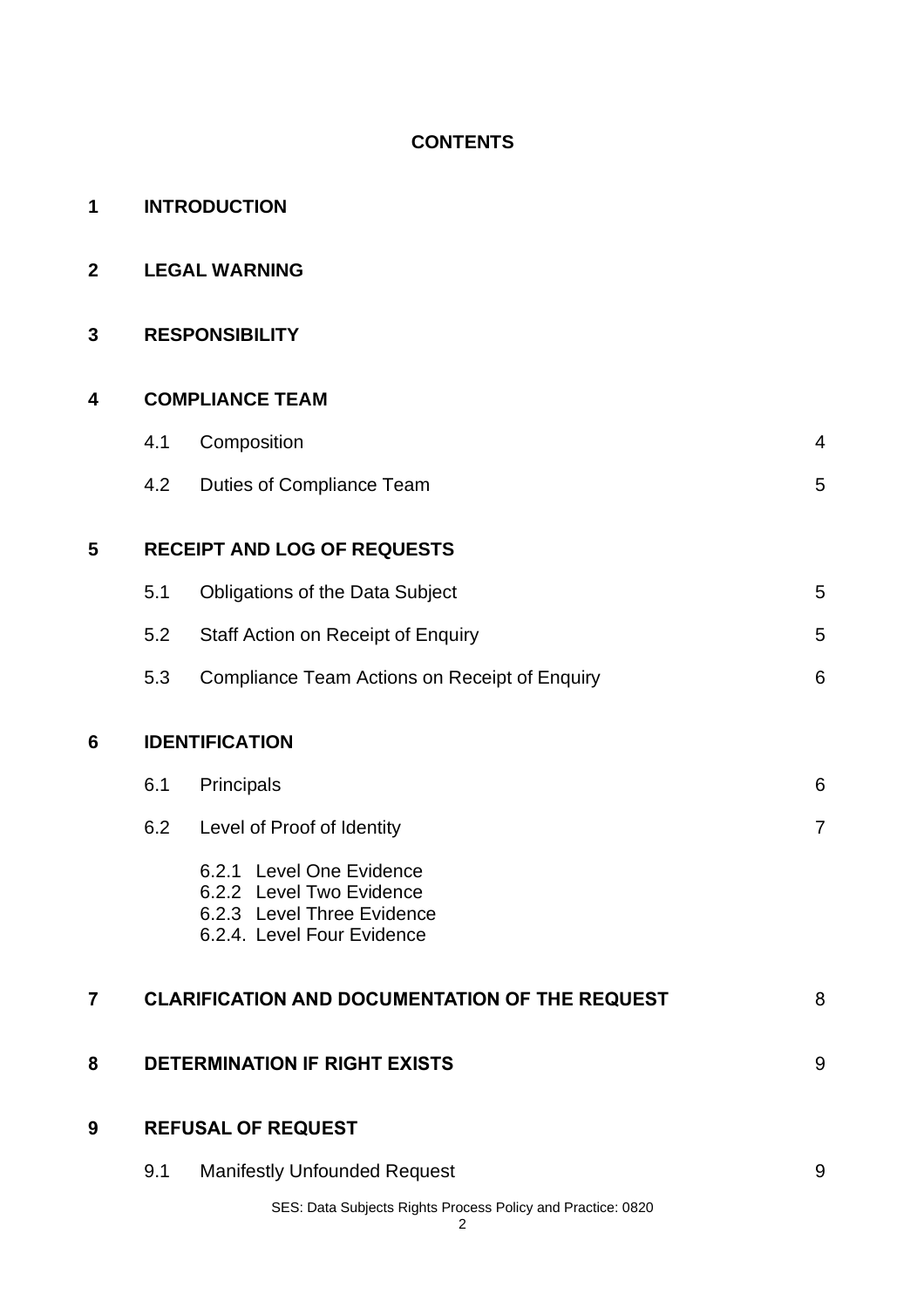**CONTENTS**

| | | | |
|---|---|---|---|
| **1** | **INTRODUCTION** | | |
| **2** | **LEGAL WARNING** | | |
| **3** | **RESPONSIBILITY** | | |
| **4** | **COMPLIANCE TEAM** | | |
| | 4.1 | Composition | 4 |
| | 4.2 | Duties of Compliance Team | 5 |
| **5** | **RECEIPT AND LOG OF REQUESTS** | | |
| | 5.1 | Obligations of the Data Subject | 5 |
| | 5.2 | Staff Action on Receipt of Enquiry | 5 |
| | 5.3 | Compliance Team Actions on Receipt of Enquiry | 6 |
| **6** | **IDENTIFICATION** | | |
| | 6.1 | Principals | 6 |
| | 6.2 | Level of Proof of Identity | 7 |
| | | 6.2.1 Level One Evidence<br>6.2.2 Level Two Evidence<br>6.2.3 Level Three Evidence<br>6.2.4. Level Four Evidence | |
| **7** | **CLARIFICATION AND DOCUMENTATION OF THE REQUEST** | | 8 |
| **8** | **DETERMINATION IF RIGHT EXISTS** | | 9 |
| **9** | **REFUSAL OF REQUEST** | | |
| | 9.1 | Manifestly Unfounded Request | 9 |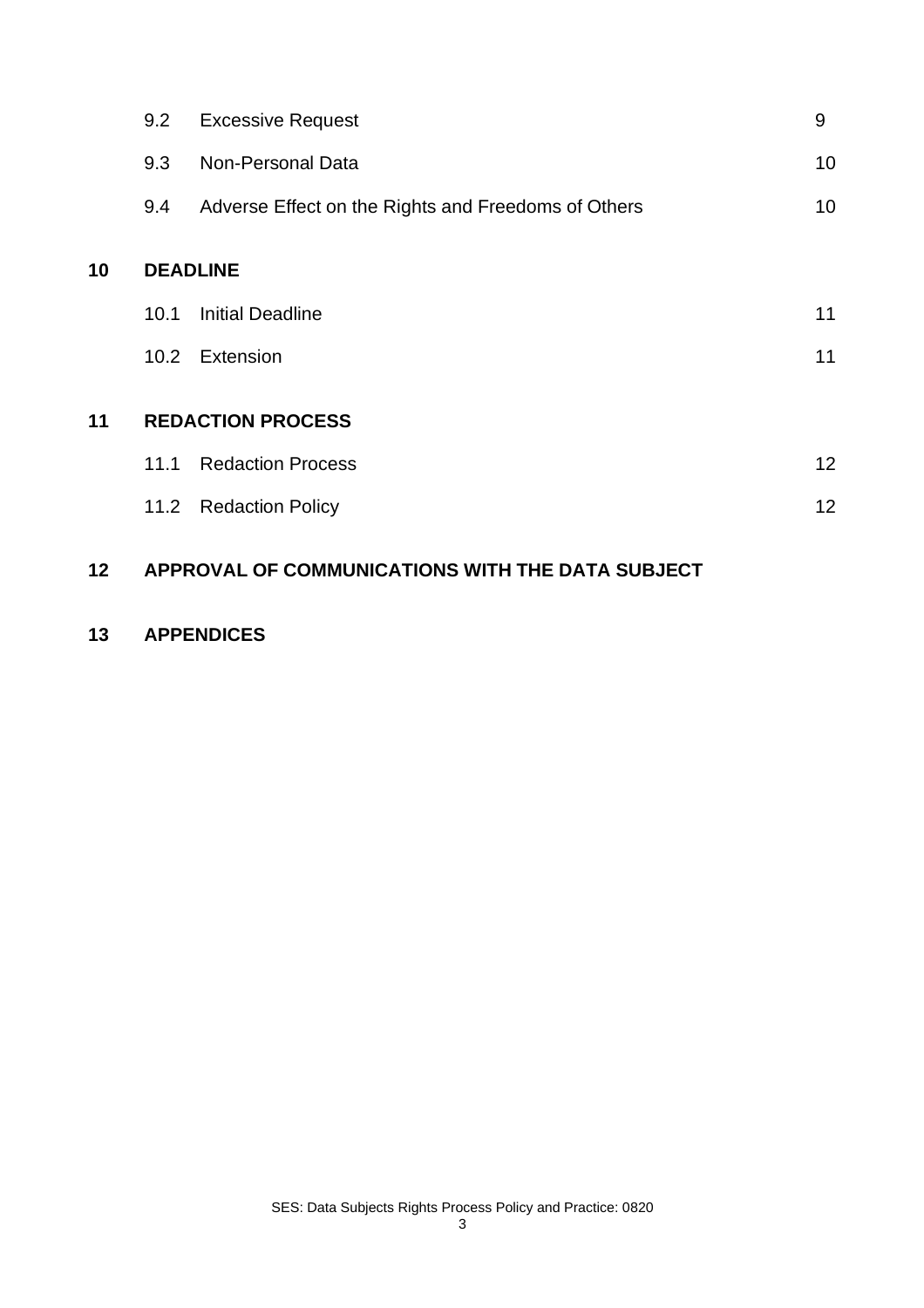| | | |
|---|---|---|
| 9.2 | Excessive Request | 9 |
| 9.3 | Non-Personal Data | 10 |
| 9.4 | Adverse Effect on the Rights and Freedoms of Others | 10 |

**10 DEADLINE**

| | | |
|---|---|---|
| 10.1 | Initial Deadline | 11 |
| 10.2 | Extension | 11 |

**11 REDACTION PROCESS**

| | | |
|---|---|---|
| 11.1 | Redaction Process | 12 |
| 11.2 | Redaction Policy | 12 |

**12 APPROVAL OF COMMUNICATIONS WITH THE DATA SUBJECT**

**13 APPENDICES**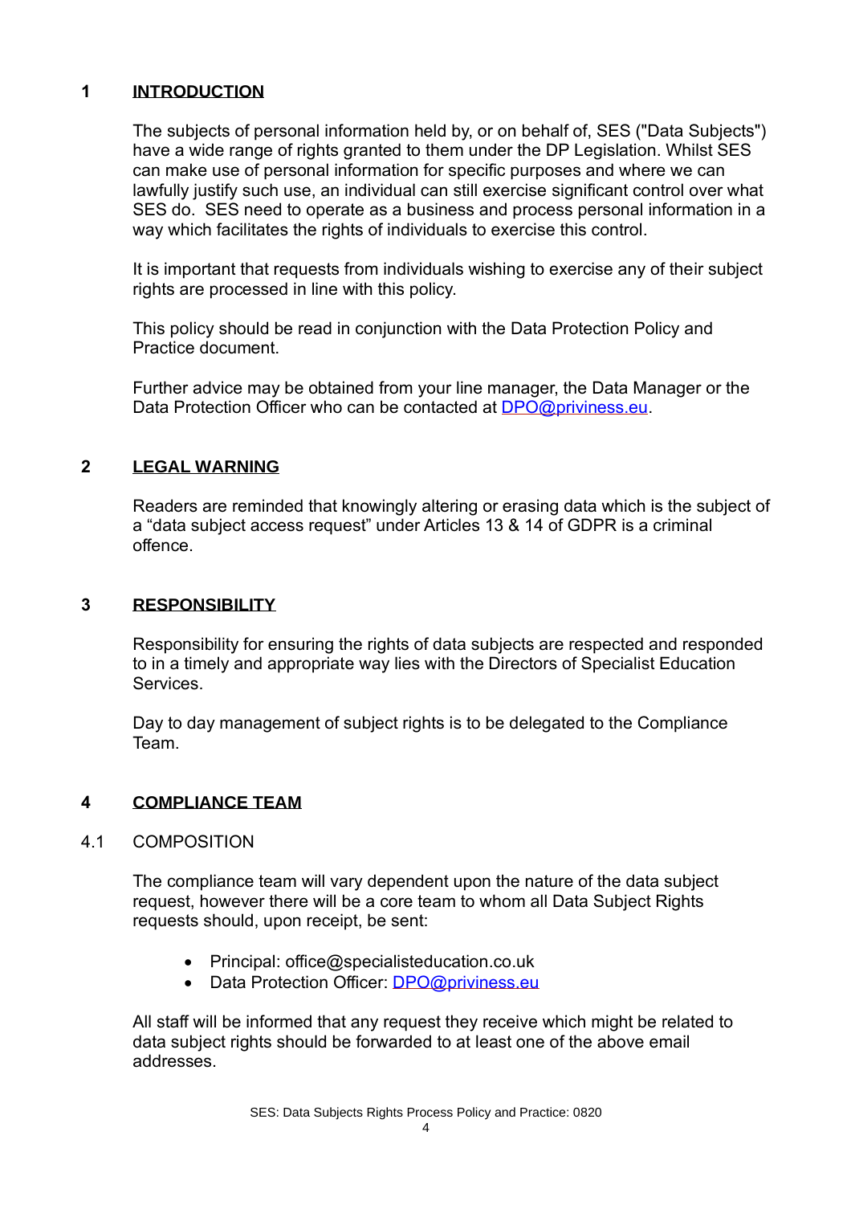## 1 INTRODUCTION

The subjects of personal information held by, or on behalf of, SES ("Data Subjects") have a wide range of rights granted to them under the DP Legislation. Whilst SES can make use of personal information for specific purposes and where we can lawfully justify such use, an individual can still exercise significant control over what SES do. SES need to operate as a business and process personal information in a way which facilitates the rights of individuals to exercise this control.

It is important that requests from individuals wishing to exercise any of their subject rights are processed in line with this policy.

This policy should be read in conjunction with the Data Protection Policy and Practice document.

Further advice may be obtained from your line manager, the Data Manager or the Data Protection Officer who can be contacted at DPO@priviness.eu.

## 2 LEGAL WARNING

Readers are reminded that knowingly altering or erasing data which is the subject of a "data subject access request" under Articles 13 & 14 of GDPR is a criminal offence.

## 3 RESPONSIBILITY

Responsibility for ensuring the rights of data subjects are respected and responded to in a timely and appropriate way lies with the Directors of Specialist Education Services.

Day to day management of subject rights is to be delegated to the Compliance Team.

## 4 COMPLIANCE TEAM

### 4.1 COMPOSITION

The compliance team will vary dependent upon the nature of the data subject request, however there will be a core team to whom all Data Subject Rights requests should, upon receipt, be sent:

- Principal: office@specialisteducation.co.uk
- Data Protection Officer: DPO@priviness.eu

All staff will be informed that any request they receive which might be related to data subject rights should be forwarded to at least one of the above email addresses.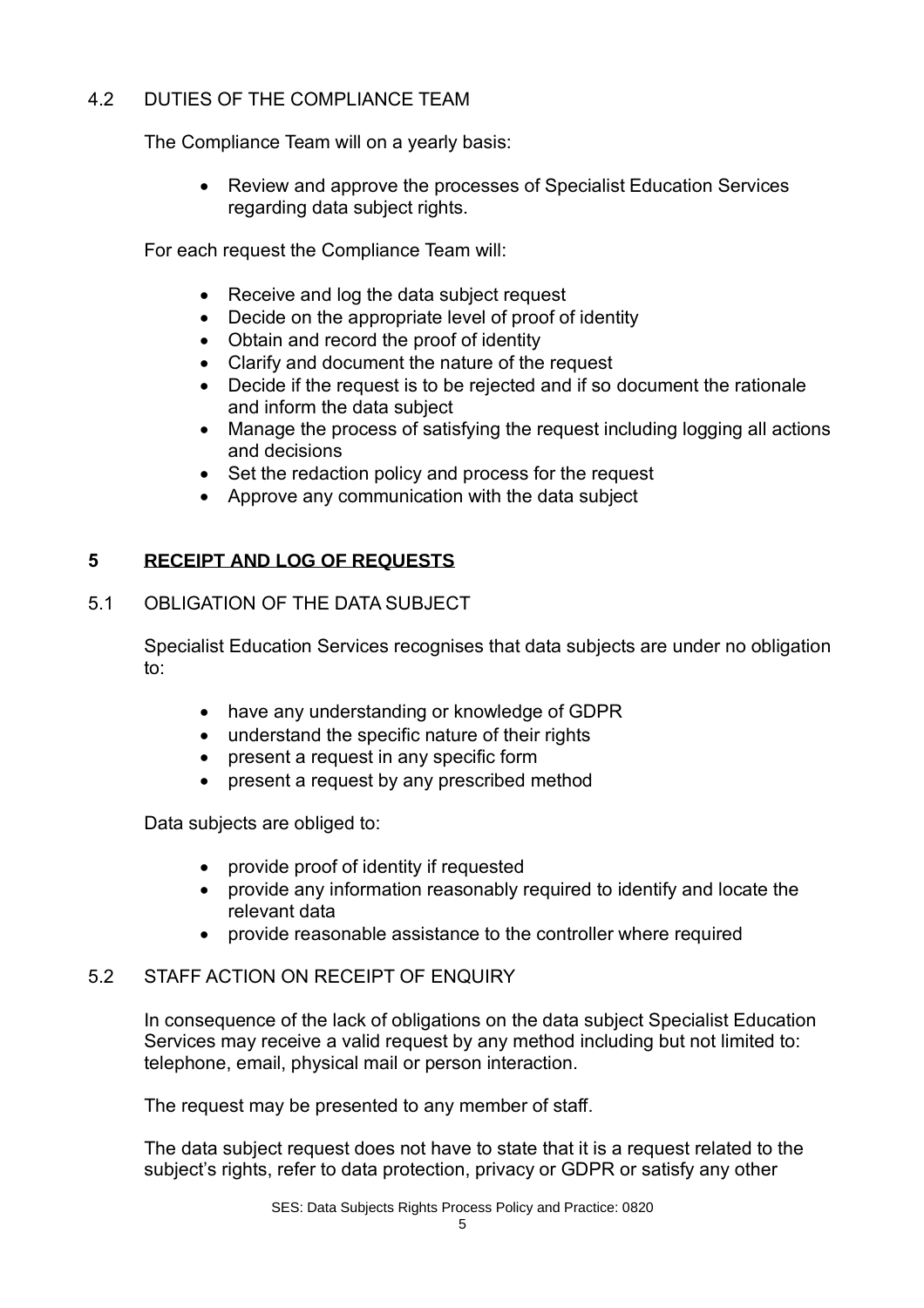### 4.2 DUTIES OF THE COMPLIANCE TEAM

The Compliance Team will on a yearly basis:

- Review and approve the processes of Specialist Education Services regarding data subject rights.

For each request the Compliance Team will:

- Receive and log the data subject request
- Decide on the appropriate level of proof of identity
- Obtain and record the proof of identity
- Clarify and document the nature of the request
- Decide if the request is to be rejected and if so document the rationale and inform the data subject
- Manage the process of satisfying the request including logging all actions and decisions
- Set the redaction policy and process for the request
- Approve any communication with the data subject

## 5 RECEIPT AND LOG OF REQUESTS

### 5.1 OBLIGATION OF THE DATA SUBJECT

Specialist Education Services recognises that data subjects are under no obligation to:

- have any understanding or knowledge of GDPR
- understand the specific nature of their rights
- present a request in any specific form
- present a request by any prescribed method

Data subjects are obliged to:

- provide proof of identity if requested
- provide any information reasonably required to identify and locate the relevant data
- provide reasonable assistance to the controller where required

### 5.2 STAFF ACTION ON RECEIPT OF ENQUIRY

In consequence of the lack of obligations on the data subject Specialist Education Services may receive a valid request by any method including but not limited to: telephone, email, physical mail or person interaction.

The request may be presented to any member of staff.

The data subject request does not have to state that it is a request related to the subject's rights, refer to data protection, privacy or GDPR or satisfy any other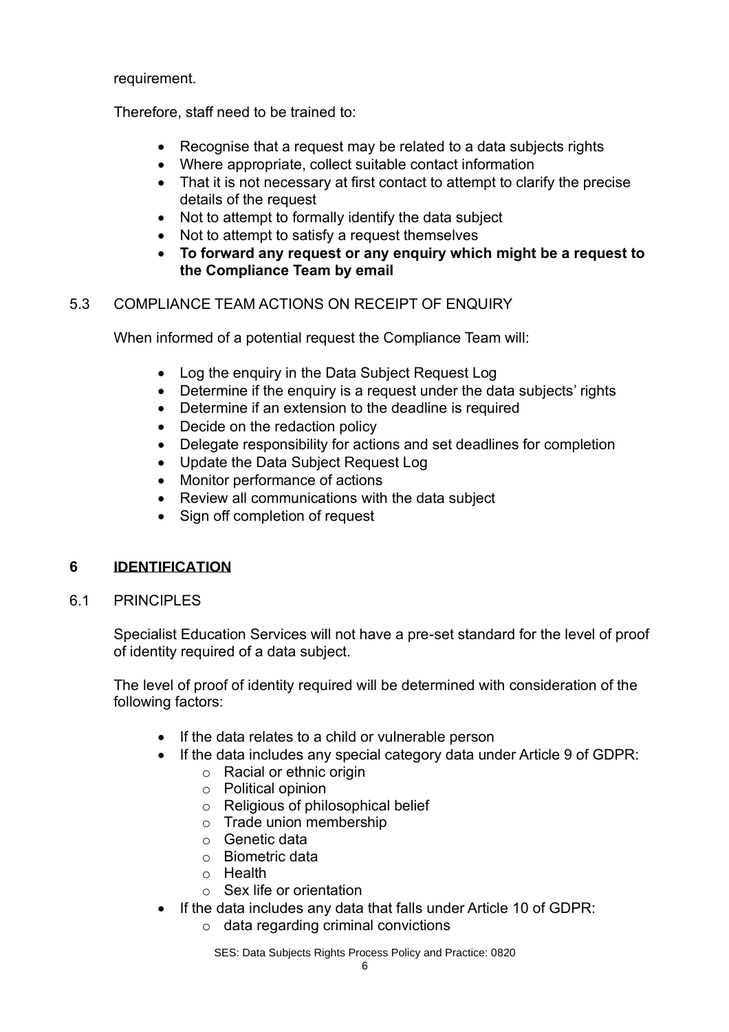requirement.

Therefore, staff need to be trained to:

- Recognise that a request may be related to a data subjects rights
- Where appropriate, collect suitable contact information
- That it is not necessary at first contact to attempt to clarify the precise details of the request
- Not to attempt to formally identify the data subject
- Not to attempt to satisfy a request themselves
- **To forward any request or any enquiry which might be a request to the Compliance Team by email**

### 5.3 COMPLIANCE TEAM ACTIONS ON RECEIPT OF ENQUIRY

When informed of a potential request the Compliance Team will:

- Log the enquiry in the Data Subject Request Log
- Determine if the enquiry is a request under the data subjects' rights
- Determine if an extension to the deadline is required
- Decide on the redaction policy
- Delegate responsibility for actions and set deadlines for completion
- Update the Data Subject Request Log
- Monitor performance of actions
- Review all communications with the data subject
- Sign off completion of request

## 6 IDENTIFICATION

### 6.1 PRINCIPLES

Specialist Education Services will not have a pre-set standard for the level of proof of identity required of a data subject.

The level of proof of identity required will be determined with consideration of the following factors:

- If the data relates to a child or vulnerable person
- If the data includes any special category data under Article 9 of GDPR:
  - Racial or ethnic origin
  - Political opinion
  - Religious of philosophical belief
  - Trade union membership
  - Genetic data
  - Biometric data
  - Health
  - Sex life or orientation
- If the data includes any data that falls under Article 10 of GDPR:
  - data regarding criminal convictions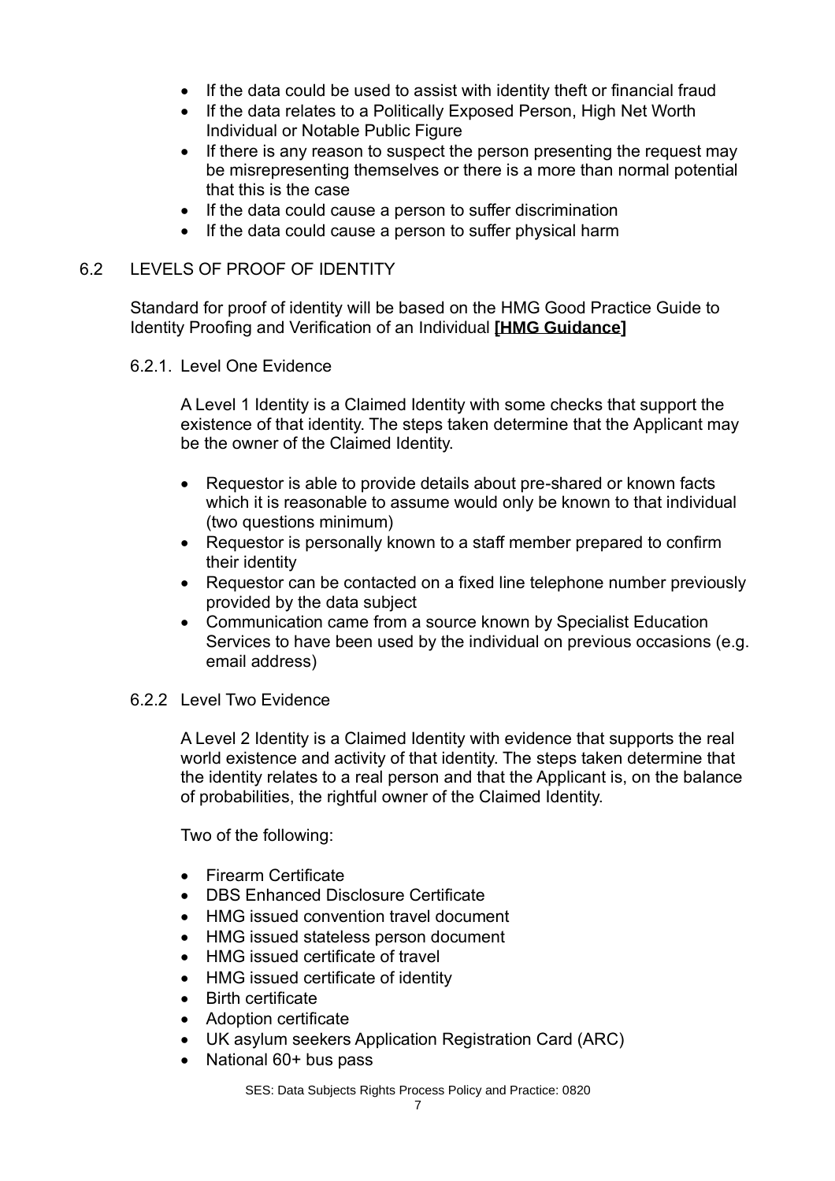- If the data could be used to assist with identity theft or financial fraud
- If the data relates to a Politically Exposed Person, High Net Worth Individual or Notable Public Figure
- If there is any reason to suspect the person presenting the request may be misrepresenting themselves or there is a more than normal potential that this is the case
- If the data could cause a person to suffer discrimination
- If the data could cause a person to suffer physical harm

## 6.2 LEVELS OF PROOF OF IDENTITY

Standard for proof of identity will be based on the HMG Good Practice Guide to Identity Proofing and Verification of an Individual **[HMG Guidance]**

### 6.2.1. Level One Evidence

A Level 1 Identity is a Claimed Identity with some checks that support the existence of that identity. The steps taken determine that the Applicant may be the owner of the Claimed Identity.

- Requestor is able to provide details about pre-shared or known facts which it is reasonable to assume would only be known to that individual (two questions minimum)
- Requestor is personally known to a staff member prepared to confirm their identity
- Requestor can be contacted on a fixed line telephone number previously provided by the data subject
- Communication came from a source known by Specialist Education Services to have been used by the individual on previous occasions (e.g. email address)

### 6.2.2 Level Two Evidence

A Level 2 Identity is a Claimed Identity with evidence that supports the real world existence and activity of that identity. The steps taken determine that the identity relates to a real person and that the Applicant is, on the balance of probabilities, the rightful owner of the Claimed Identity.

Two of the following:

- Firearm Certificate
- DBS Enhanced Disclosure Certificate
- HMG issued convention travel document
- HMG issued stateless person document
- HMG issued certificate of travel
- HMG issued certificate of identity
- Birth certificate
- Adoption certificate
- UK asylum seekers Application Registration Card (ARC)
- National 60+ bus pass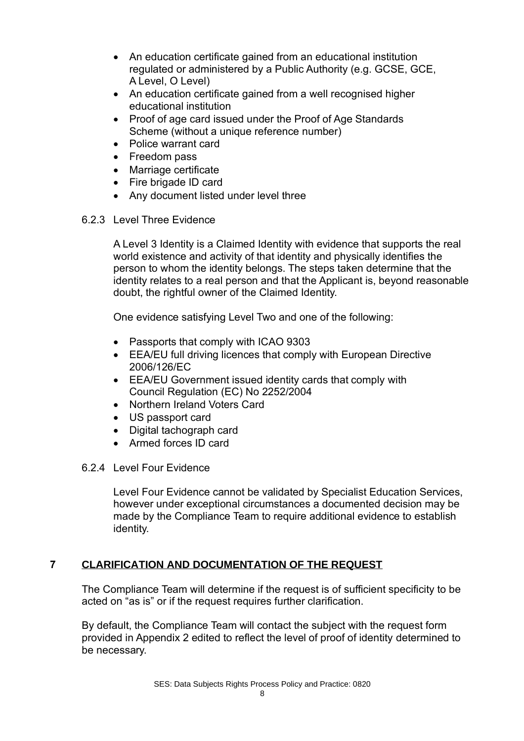- An education certificate gained from an educational institution regulated or administered by a Public Authority (e.g. GCSE, GCE, A Level, O Level)
- An education certificate gained from a well recognised higher educational institution
- Proof of age card issued under the Proof of Age Standards Scheme (without a unique reference number)
- Police warrant card
- Freedom pass
- Marriage certificate
- Fire brigade ID card
- Any document listed under level three

### 6.2.3 Level Three Evidence

A Level 3 Identity is a Claimed Identity with evidence that supports the real world existence and activity of that identity and physically identifies the person to whom the identity belongs. The steps taken determine that the identity relates to a real person and that the Applicant is, beyond reasonable doubt, the rightful owner of the Claimed Identity.

One evidence satisfying Level Two and one of the following:

- Passports that comply with ICAO 9303
- EEA/EU full driving licences that comply with European Directive 2006/126/EC
- EEA/EU Government issued identity cards that comply with Council Regulation (EC) No 2252/2004
- Northern Ireland Voters Card
- US passport card
- Digital tachograph card
- Armed forces ID card

### 6.2.4 Level Four Evidence

Level Four Evidence cannot be validated by Specialist Education Services, however under exceptional circumstances a documented decision may be made by the Compliance Team to require additional evidence to establish identity.

## 7 CLARIFICATION AND DOCUMENTATION OF THE REQUEST

The Compliance Team will determine if the request is of sufficient specificity to be acted on "as is" or if the request requires further clarification.

By default, the Compliance Team will contact the subject with the request form provided in Appendix 2 edited to reflect the level of proof of identity determined to be necessary.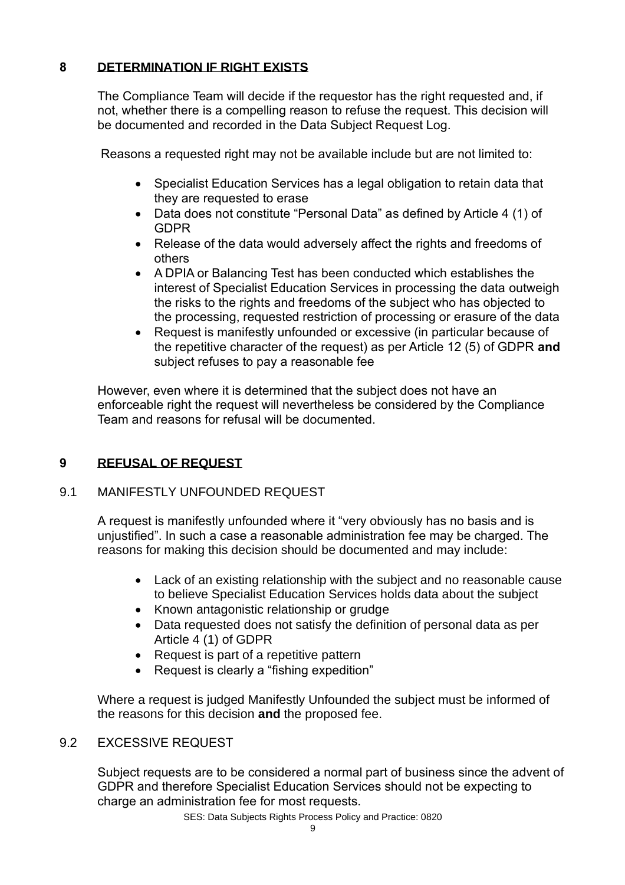## 8 DETERMINATION IF RIGHT EXISTS

The Compliance Team will decide if the requestor has the right requested and, if not, whether there is a compelling reason to refuse the request. This decision will be documented and recorded in the Data Subject Request Log.

Reasons a requested right may not be available include but are not limited to:

- Specialist Education Services has a legal obligation to retain data that they are requested to erase
- Data does not constitute "Personal Data" as defined by Article 4 (1) of GDPR
- Release of the data would adversely affect the rights and freedoms of others
- A DPIA or Balancing Test has been conducted which establishes the interest of Specialist Education Services in processing the data outweigh the risks to the rights and freedoms of the subject who has objected to the processing, requested restriction of processing or erasure of the data
- Request is manifestly unfounded or excessive (in particular because of the repetitive character of the request) as per Article 12 (5) of GDPR **and** subject refuses to pay a reasonable fee

However, even where it is determined that the subject does not have an enforceable right the request will nevertheless be considered by the Compliance Team and reasons for refusal will be documented.

## 9 REFUSAL OF REQUEST

### 9.1 MANIFESTLY UNFOUNDED REQUEST

A request is manifestly unfounded where it "very obviously has no basis and is unjustified". In such a case a reasonable administration fee may be charged. The reasons for making this decision should be documented and may include:

- Lack of an existing relationship with the subject and no reasonable cause to believe Specialist Education Services holds data about the subject
- Known antagonistic relationship or grudge
- Data requested does not satisfy the definition of personal data as per Article 4 (1) of GDPR
- Request is part of a repetitive pattern
- Request is clearly a "fishing expedition"

Where a request is judged Manifestly Unfounded the subject must be informed of the reasons for this decision **and** the proposed fee.

### 9.2 EXCESSIVE REQUEST

Subject requests are to be considered a normal part of business since the advent of GDPR and therefore Specialist Education Services should not be expecting to charge an administration fee for most requests.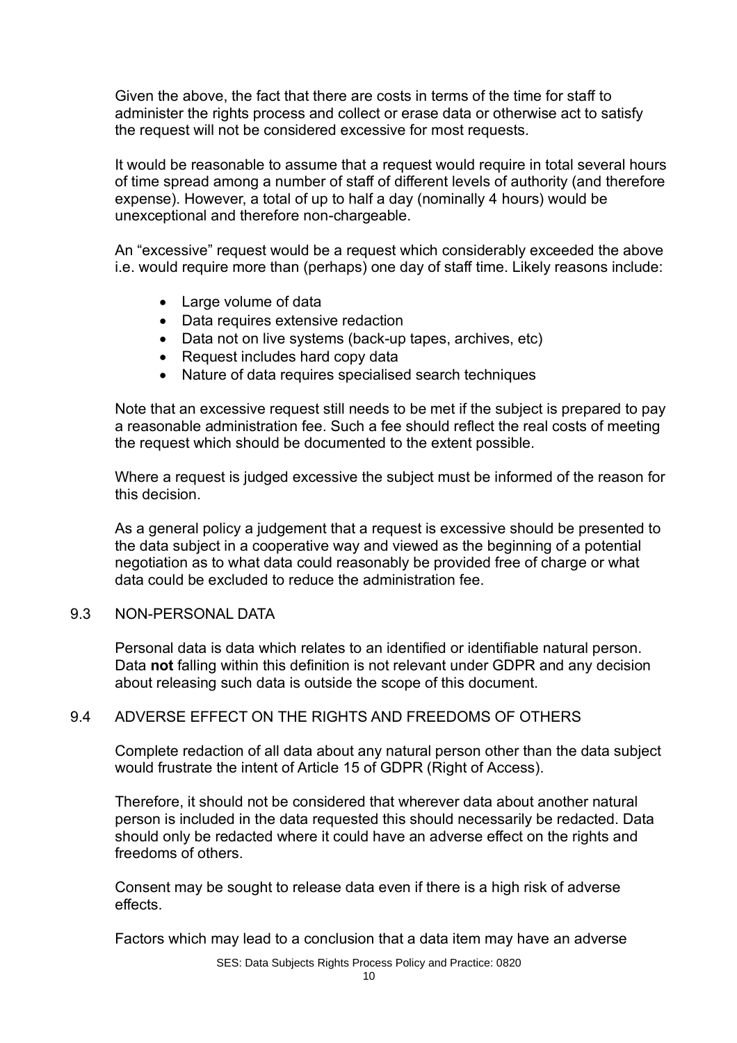Given the above, the fact that there are costs in terms of the time for staff to administer the rights process and collect or erase data or otherwise act to satisfy the request will not be considered excessive for most requests.

It would be reasonable to assume that a request would require in total several hours of time spread among a number of staff of different levels of authority (and therefore expense). However, a total of up to half a day (nominally 4 hours) would be unexceptional and therefore non-chargeable.

An "excessive" request would be a request which considerably exceeded the above i.e. would require more than (perhaps) one day of staff time. Likely reasons include:

- Large volume of data
- Data requires extensive redaction
- Data not on live systems (back-up tapes, archives, etc)
- Request includes hard copy data
- Nature of data requires specialised search techniques

Note that an excessive request still needs to be met if the subject is prepared to pay a reasonable administration fee. Such a fee should reflect the real costs of meeting the request which should be documented to the extent possible.

Where a request is judged excessive the subject must be informed of the reason for this decision.

As a general policy a judgement that a request is excessive should be presented to the data subject in a cooperative way and viewed as the beginning of a potential negotiation as to what data could reasonably be provided free of charge or what data could be excluded to reduce the administration fee.

## 9.3 NON-PERSONAL DATA

Personal data is data which relates to an identified or identifiable natural person. Data **not** falling within this definition is not relevant under GDPR and any decision about releasing such data is outside the scope of this document.

## 9.4 ADVERSE EFFECT ON THE RIGHTS AND FREEDOMS OF OTHERS

Complete redaction of all data about any natural person other than the data subject would frustrate the intent of Article 15 of GDPR (Right of Access).

Therefore, it should not be considered that wherever data about another natural person is included in the data requested this should necessarily be redacted. Data should only be redacted where it could have an adverse effect on the rights and freedoms of others.

Consent may be sought to release data even if there is a high risk of adverse effects.

Factors which may lead to a conclusion that a data item may have an adverse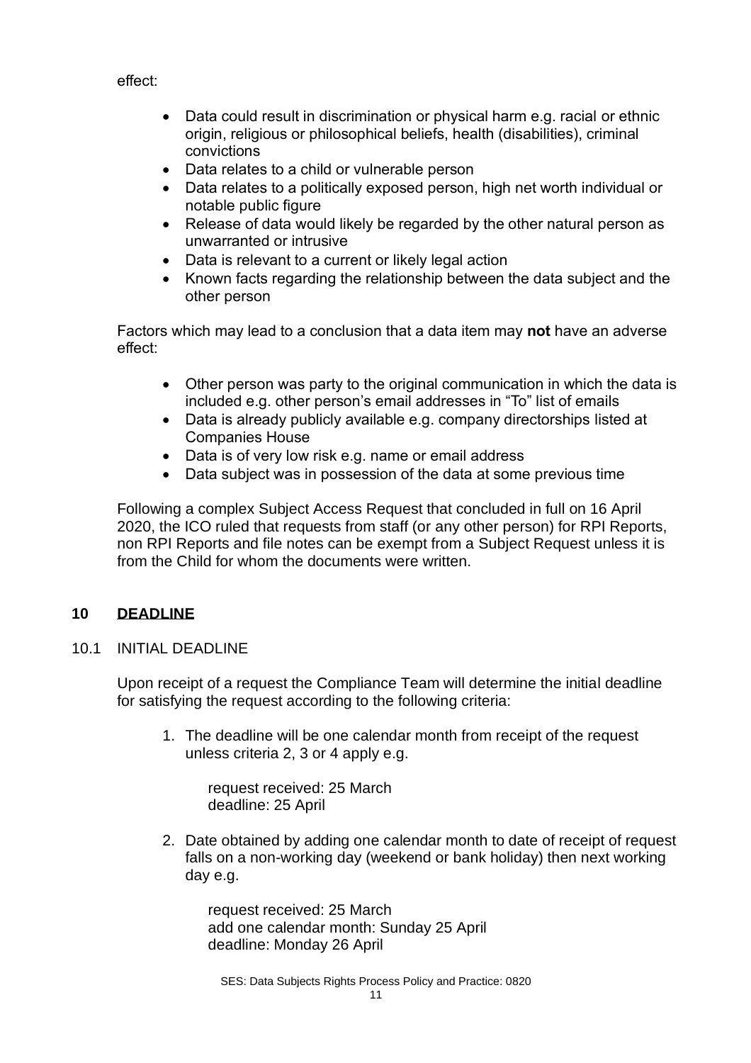effect:

- Data could result in discrimination or physical harm e.g. racial or ethnic origin, religious or philosophical beliefs, health (disabilities), criminal convictions
- Data relates to a child or vulnerable person
- Data relates to a politically exposed person, high net worth individual or notable public figure
- Release of data would likely be regarded by the other natural person as unwarranted or intrusive
- Data is relevant to a current or likely legal action
- Known facts regarding the relationship between the data subject and the other person

Factors which may lead to a conclusion that a data item may **not** have an adverse effect:

- Other person was party to the original communication in which the data is included e.g. other person's email addresses in "To" list of emails
- Data is already publicly available e.g. company directorships listed at Companies House
- Data is of very low risk e.g. name or email address
- Data subject was in possession of the data at some previous time

Following a complex Subject Access Request that concluded in full on 16 April 2020, the ICO ruled that requests from staff (or any other person) for RPI Reports, non RPI Reports and file notes can be exempt from a Subject Request unless it is from the Child for whom the documents were written.

## 10 DEADLINE

### 10.1 INITIAL DEADLINE

Upon receipt of a request the Compliance Team will determine the initial deadline for satisfying the request according to the following criteria:

1. The deadline will be one calendar month from receipt of the request unless criteria 2, 3 or 4 apply e.g.

   request received: 25 March
   deadline: 25 April

2. Date obtained by adding one calendar month to date of receipt of request falls on a non-working day (weekend or bank holiday) then next working day e.g.

   request received: 25 March
   add one calendar month: Sunday 25 April
   deadline: Monday 26 April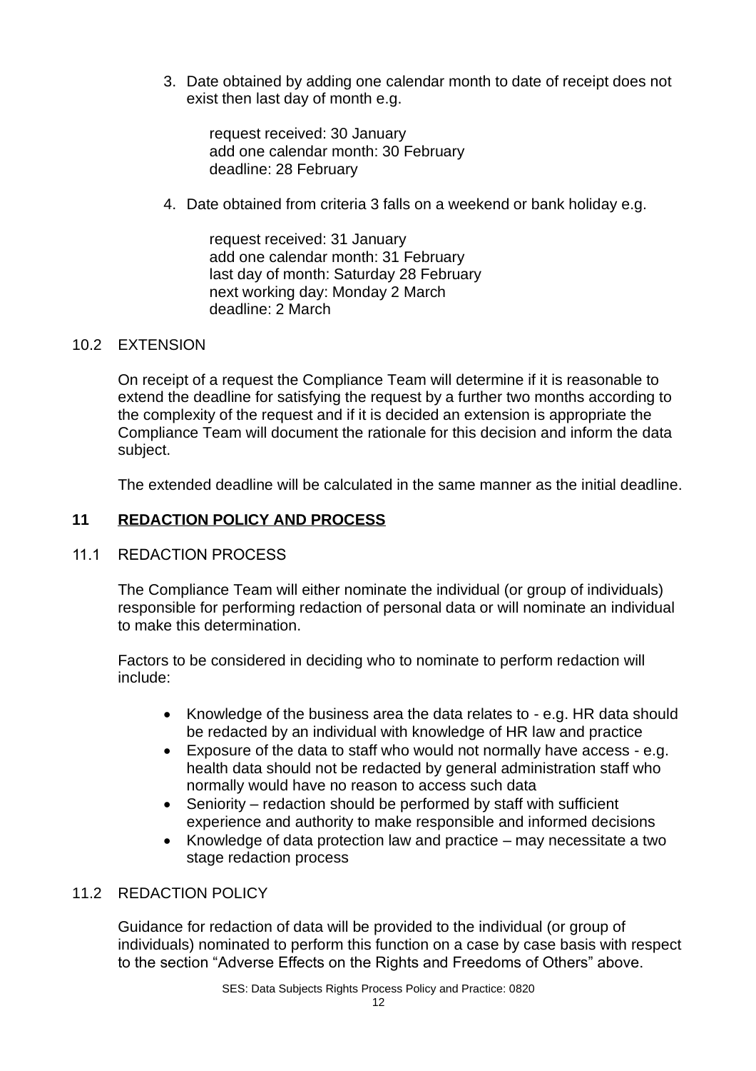3. Date obtained by adding one calendar month to date of receipt does not exist then last day of month e.g.

   request received: 30 January
   add one calendar month: 30 February
   deadline: 28 February

4. Date obtained from criteria 3 falls on a weekend or bank holiday e.g.

   request received: 31 January
   add one calendar month: 31 February
   last day of month: Saturday 28 February
   next working day: Monday 2 March
   deadline: 2 March

### 10.2 EXTENSION

On receipt of a request the Compliance Team will determine if it is reasonable to extend the deadline for satisfying the request by a further two months according to the complexity of the request and if it is decided an extension is appropriate the Compliance Team will document the rationale for this decision and inform the data subject.

The extended deadline will be calculated in the same manner as the initial deadline.

## 11 REDACTION POLICY AND PROCESS

### 11.1 REDACTION PROCESS

The Compliance Team will either nominate the individual (or group of individuals) responsible for performing redaction of personal data or will nominate an individual to make this determination.

Factors to be considered in deciding who to nominate to perform redaction will include:

- Knowledge of the business area the data relates to - e.g. HR data should be redacted by an individual with knowledge of HR law and practice
- Exposure of the data to staff who would not normally have access - e.g. health data should not be redacted by general administration staff who normally would have no reason to access such data
- Seniority – redaction should be performed by staff with sufficient experience and authority to make responsible and informed decisions
- Knowledge of data protection law and practice – may necessitate a two stage redaction process

### 11.2 REDACTION POLICY

Guidance for redaction of data will be provided to the individual (or group of individuals) nominated to perform this function on a case by case basis with respect to the section "Adverse Effects on the Rights and Freedoms of Others" above.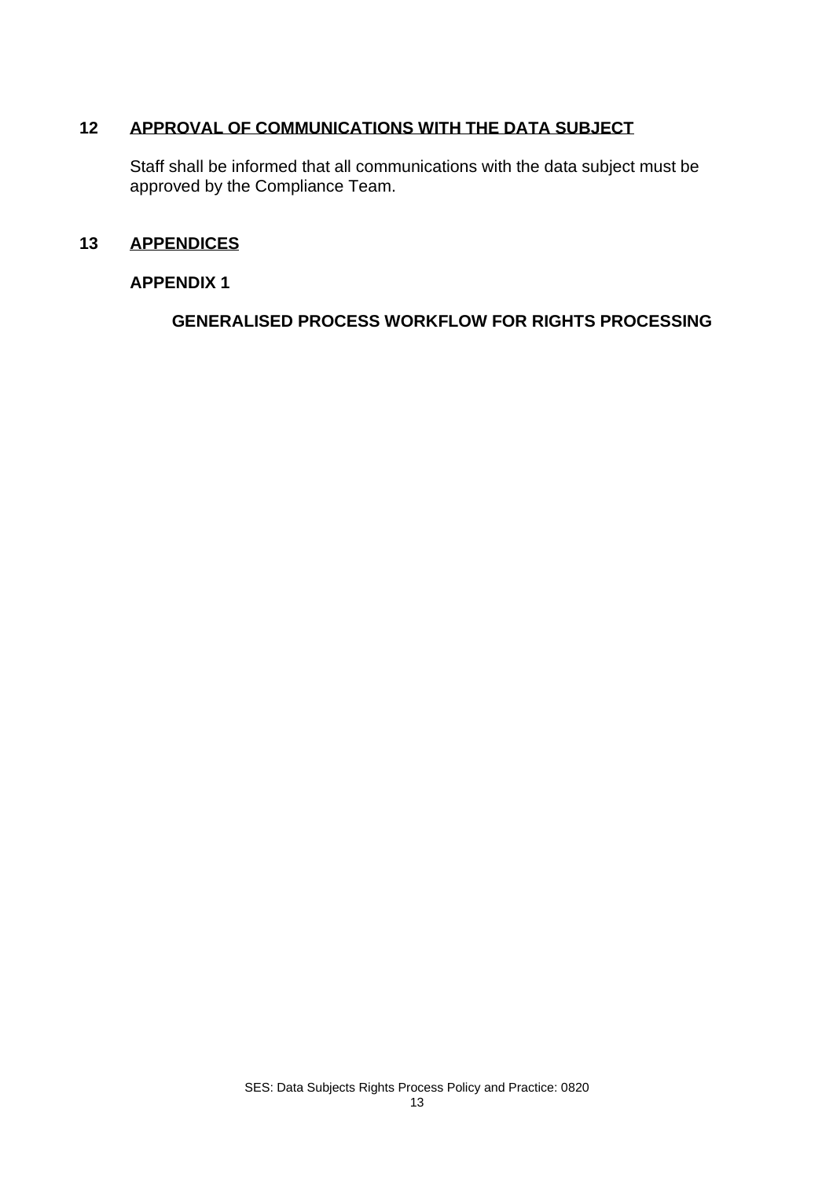## 12 APPROVAL OF COMMUNICATIONS WITH THE DATA SUBJECT

Staff shall be informed that all communications with the data subject must be approved by the Compliance Team.

## 13 APPENDICES

### APPENDIX 1

#### GENERALISED PROCESS WORKFLOW FOR RIGHTS PROCESSING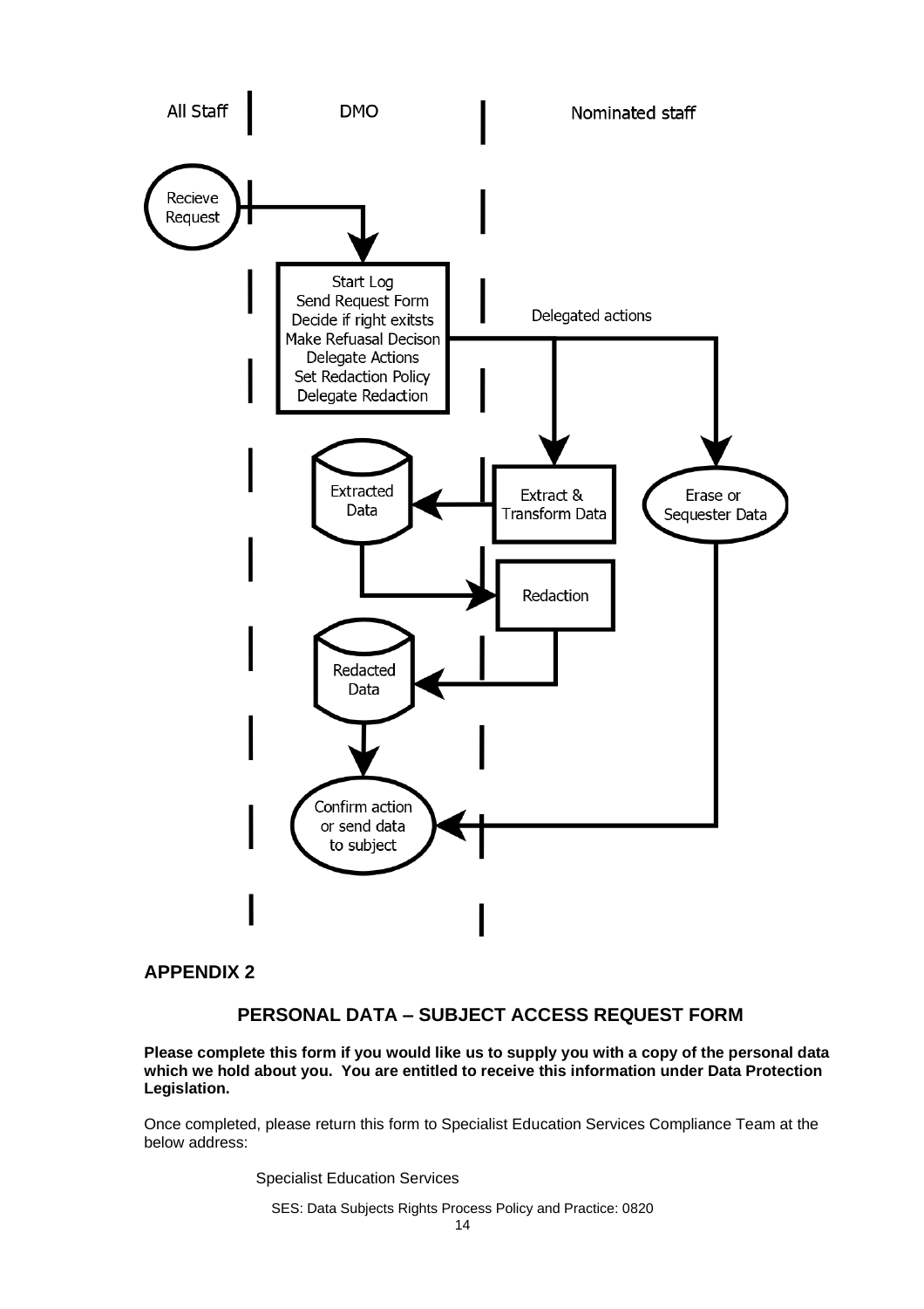All Staff | DMO | Nominated staff

Recieve Request

Start Log
Send Request Form
Decide if right exitsts
Make Refuasal Decison
Delegate Actions
Set Redaction Policy
Delegate Redaction

Delegated actions

Extracted Data

Extract & Transform Data

Erase or Sequester Data

Redaction

Redacted Data

Confirm action or send data to subject

## APPENDIX 2

### PERSONAL DATA – SUBJECT ACCESS REQUEST FORM

**Please complete this form if you would like us to supply you with a copy of the personal data which we hold about you. You are entitled to receive this information under Data Protection Legislation.**

Once completed, please return this form to Specialist Education Services Compliance Team at the below address:

Specialist Education Services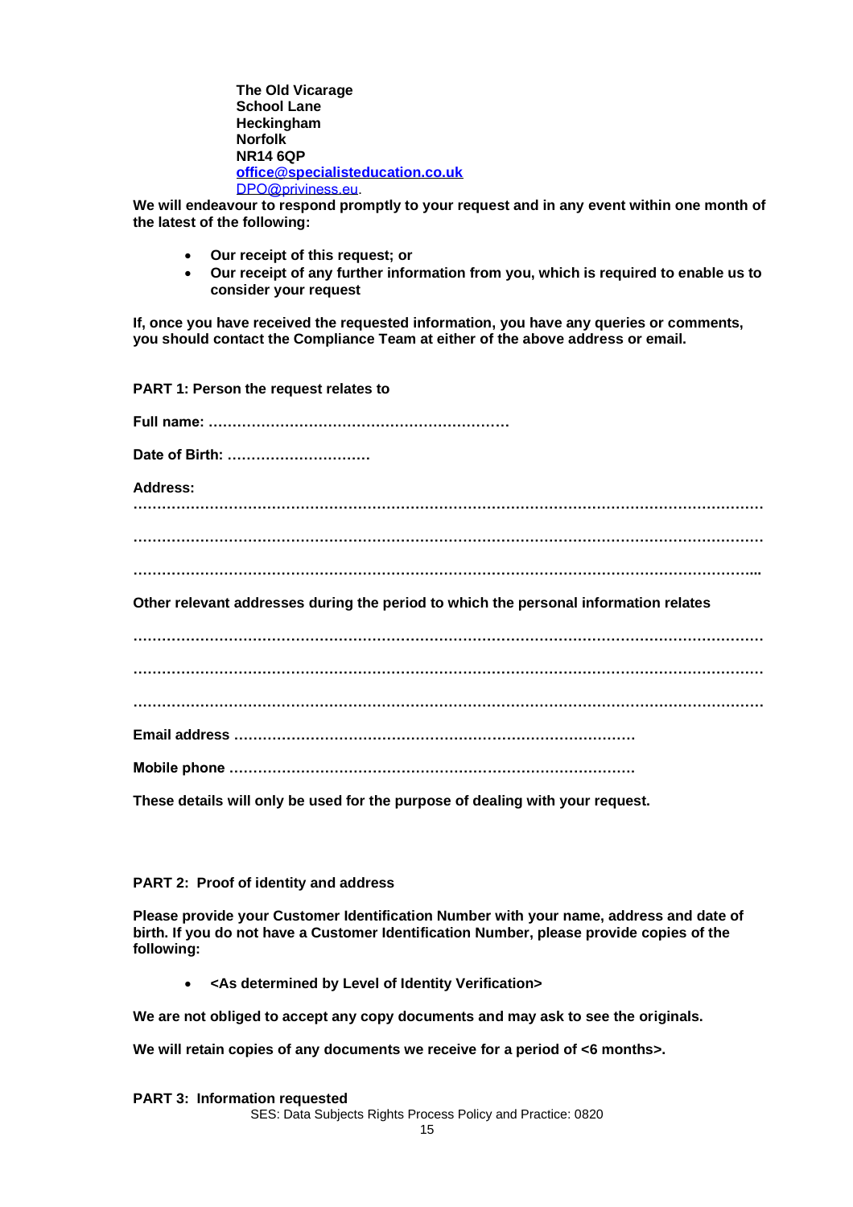**The Old Vicarage**
**School Lane**
**Heckingham**
**Norfolk**
**NR14 6QP**
**office@specialisteducation.co.uk**
DPO@priviness.eu.

**We will endeavour to respond promptly to your request and in any event within one month of the latest of the following:**

- **Our receipt of this request; or**
- **Our receipt of any further information from you, which is required to enable us to consider your request**

**If, once you have received the requested information, you have any queries or comments, you should contact the Compliance Team at either of the above address or email.**

**PART 1: Person the request relates to**

**Full name: ………………………………………………………**

**Date of Birth: …………………………**

**Address:**

**……………………………………………………………………………………………………………**

**……………………………………………………………………………………………………………**

**……………………………………………………………………………………………………………...**

**Other relevant addresses during the period to which the personal information relates**

**……………………………………………………………………………………………………………**

**……………………………………………………………………………………………………………**

**……………………………………………………………………………………………………………**

**Email address …………………………………………………………………………**

**Mobile phone …………………………………………………………………………**

**These details will only be used for the purpose of dealing with your request.**

**PART 2: Proof of identity and address**

**Please provide your Customer Identification Number with your name, address and date of birth. If you do not have a Customer Identification Number, please provide copies of the following:**

- **<As determined by Level of Identity Verification>**

**We are not obliged to accept any copy documents and may ask to see the originals.**

**We will retain copies of any documents we receive for a period of <6 months>.**

**PART 3: Information requested**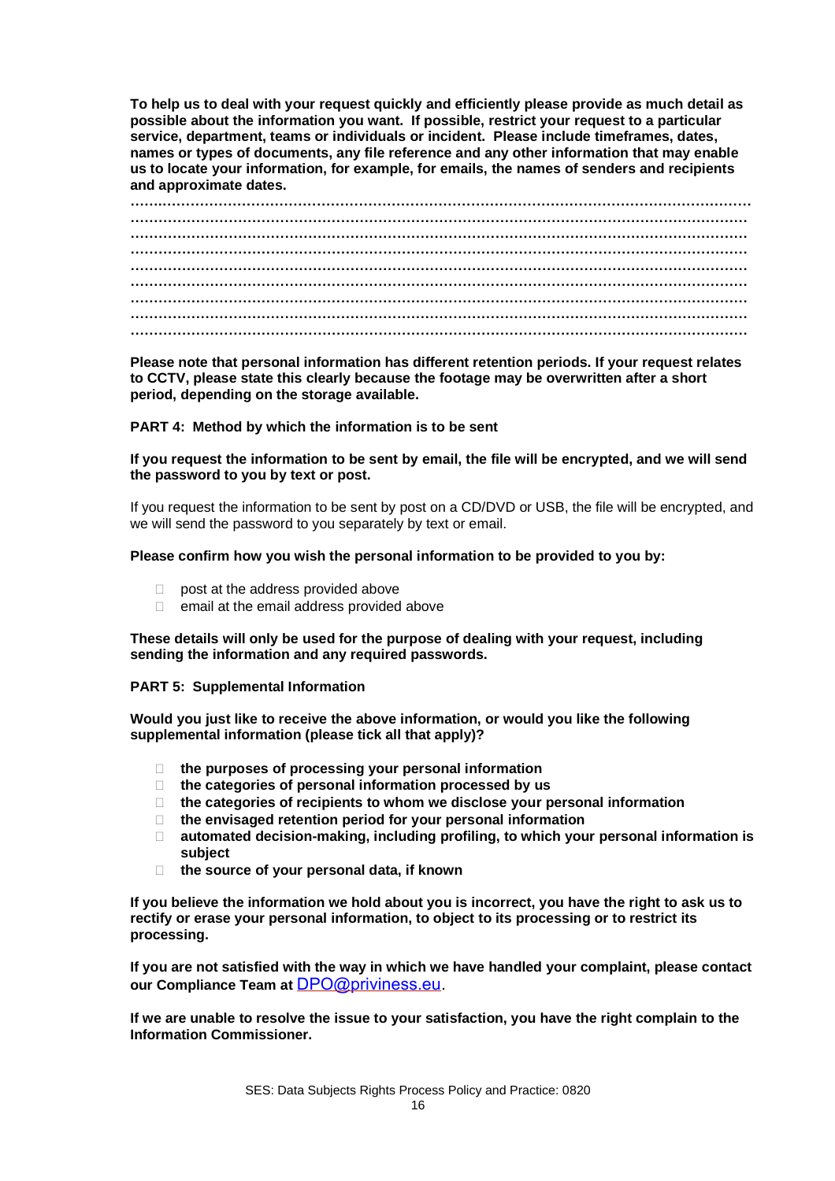**To help us to deal with your request quickly and efficiently please provide as much detail as possible about the information you want. If possible, restrict your request to a particular service, department, teams or individuals or incident. Please include timeframes, dates, names or types of documents, any file reference and any other information that may enable us to locate your information, for example, for emails, the names of senders and recipients and approximate dates.**

……………………………………………………………………………………………………………………
……………………………………………………………………………………………………………………
……………………………………………………………………………………………………………………
……………………………………………………………………………………………………………………
……………………………………………………………………………………………………………………
……………………………………………………………………………………………………………………
……………………………………………………………………………………………………………………
……………………………………………………………………………………………………………………
……………………………………………………………………………………………………………………

**Please note that personal information has different retention periods. If your request relates to CCTV, please state this clearly because the footage may be overwritten after a short period, depending on the storage available.**

**PART 4: Method by which the information is to be sent**

**If you request the information to be sent by email, the file will be encrypted, and we will send the password to you by text or post.**

If you request the information to be sent by post on a CD/DVD or USB, the file will be encrypted, and we will send the password to you separately by text or email.

**Please confirm how you wish the personal information to be provided to you by:**

- ☐ post at the address provided above
- ☐ email at the email address provided above

**These details will only be used for the purpose of dealing with your request, including sending the information and any required passwords.**

**PART 5: Supplemental Information**

**Would you just like to receive the above information, or would you like the following supplemental information (please tick all that apply)?**

- ☐ **the purposes of processing your personal information**
- ☐ **the categories of personal information processed by us**
- ☐ **the categories of recipients to whom we disclose your personal information**
- ☐ **the envisaged retention period for your personal information**
- ☐ **automated decision-making, including profiling, to which your personal information is subject**
- ☐ **the source of your personal data, if known**

**If you believe the information we hold about you is incorrect, you have the right to ask us to rectify or erase your personal information, to object to its processing or to restrict its processing.**

**If you are not satisfied with the way in which we have handled your complaint, please contact our Compliance Team at** DPO@priviness.eu.

**If we are unable to resolve the issue to your satisfaction, you have the right complain to the Information Commissioner.**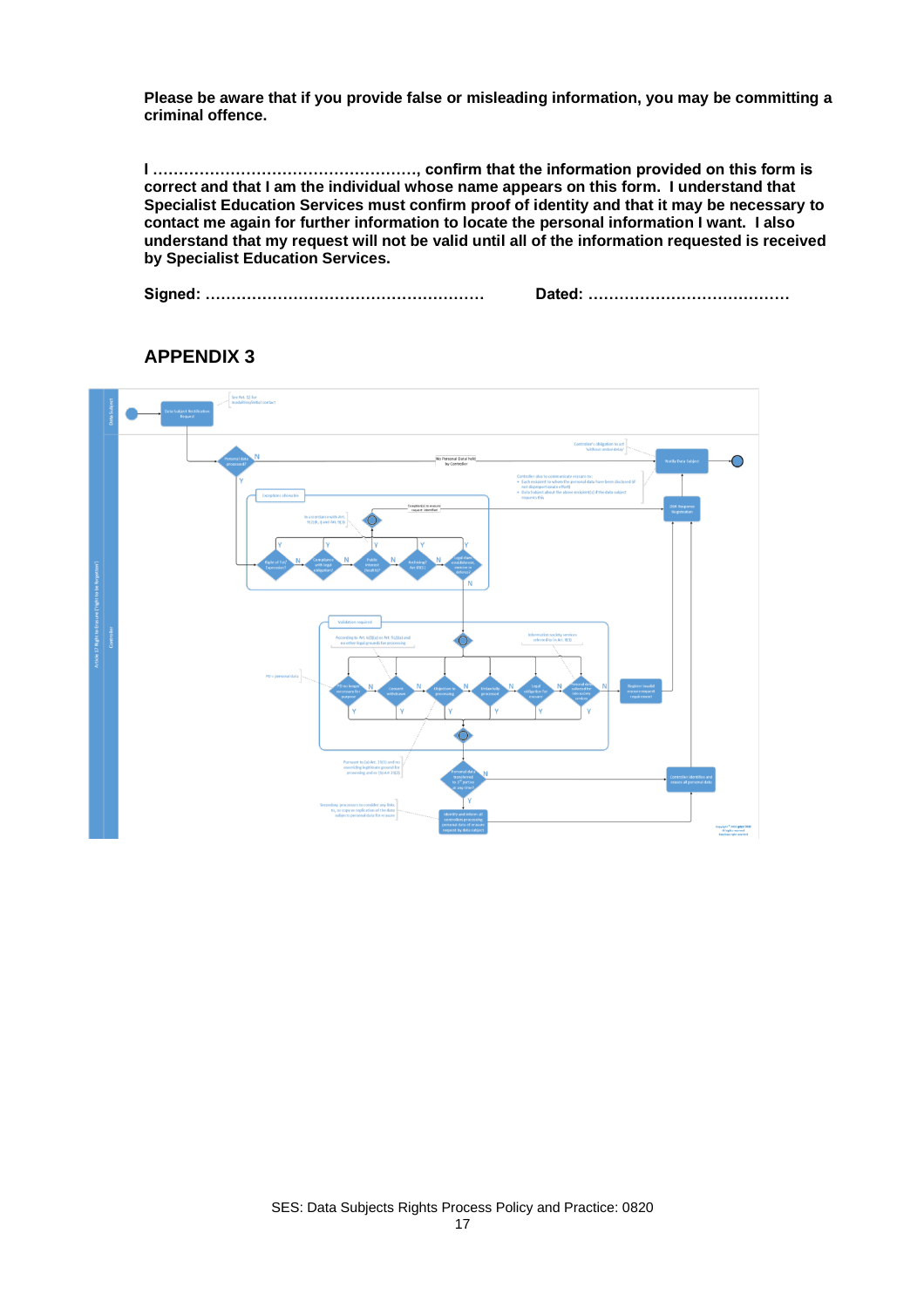**Please be aware that if you provide false or misleading information, you may be committing a criminal offence.**

**I ……………………………………………, confirm that the information provided on this form is correct and that I am the individual whose name appears on this form. I understand that Specialist Education Services must confirm proof of identity and that it may be necessary to contact me again for further information to locate the personal information I want. I also understand that my request will not be valid until all of the information requested is received by Specialist Education Services.**

**Signed: ……………………………………………… Dated: …………………………………**

## APPENDIX 3